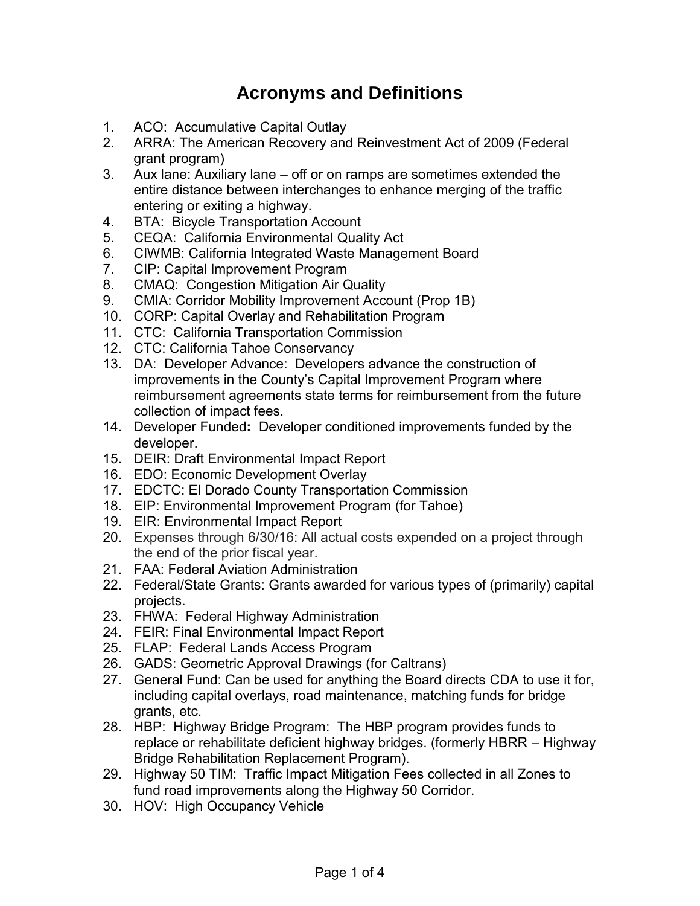# Acronyms and Definitions

1. ACO: Accumulative Capital Outlay
2. ARRA: The American Recovery and Reinvestment Act of 2009 (Federal grant program)
3. Aux lane: Auxiliary lane – off or on ramps are sometimes extended the entire distance between interchanges to enhance merging of the traffic entering or exiting a highway.
4. BTA: Bicycle Transportation Account
5. CEQA: California Environmental Quality Act
6. CIWMB: California Integrated Waste Management Board
7. CIP: Capital Improvement Program
8. CMAQ: Congestion Mitigation Air Quality
9. CMIA: Corridor Mobility Improvement Account (Prop 1B)
10. CORP: Capital Overlay and Rehabilitation Program
11. CTC: California Transportation Commission
12. CTC: California Tahoe Conservancy
13. DA: Developer Advance: Developers advance the construction of improvements in the County's Capital Improvement Program where reimbursement agreements state terms for reimbursement from the future collection of impact fees.
14. Developer Funded**:** Developer conditioned improvements funded by the developer.
15. DEIR: Draft Environmental Impact Report
16. EDO: Economic Development Overlay
17. EDCTC: El Dorado County Transportation Commission
18. EIP: Environmental Improvement Program (for Tahoe)
19. EIR: Environmental Impact Report
20. Expenses through 6/30/16: All actual costs expended on a project through the end of the prior fiscal year.
21. FAA: Federal Aviation Administration
22. Federal/State Grants: Grants awarded for various types of (primarily) capital projects.
23. FHWA: Federal Highway Administration
24. FEIR: Final Environmental Impact Report
25. FLAP: Federal Lands Access Program
26. GADS: Geometric Approval Drawings (for Caltrans)
27. General Fund: Can be used for anything the Board directs CDA to use it for, including capital overlays, road maintenance, matching funds for bridge grants, etc.
28. HBP: Highway Bridge Program: The HBP program provides funds to replace or rehabilitate deficient highway bridges. (formerly HBRR – Highway Bridge Rehabilitation Replacement Program).
29. Highway 50 TIM: Traffic Impact Mitigation Fees collected in all Zones to fund road improvements along the Highway 50 Corridor.
30. HOV: High Occupancy Vehicle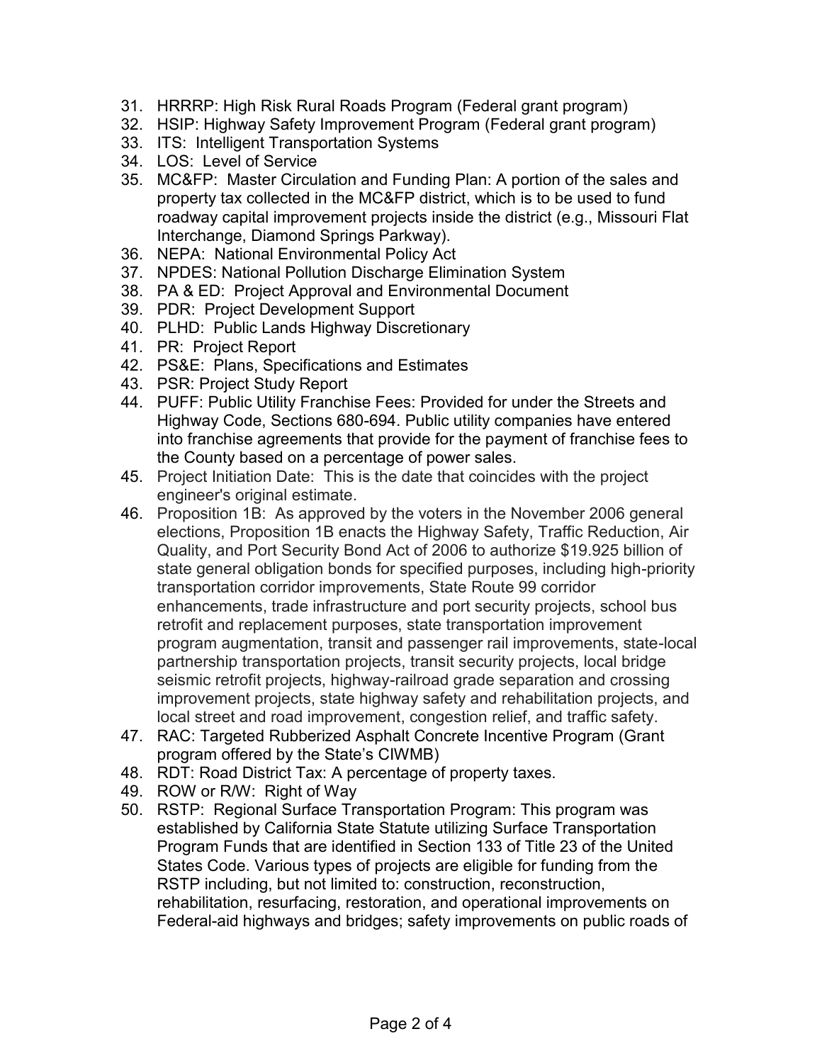31. HRRRP: High Risk Rural Roads Program (Federal grant program)
32. HSIP: Highway Safety Improvement Program (Federal grant program)
33. ITS: Intelligent Transportation Systems
34. LOS: Level of Service
35. MC&FP: Master Circulation and Funding Plan: A portion of the sales and property tax collected in the MC&FP district, which is to be used to fund roadway capital improvement projects inside the district (e.g., Missouri Flat Interchange, Diamond Springs Parkway).
36. NEPA: National Environmental Policy Act
37. NPDES: National Pollution Discharge Elimination System
38. PA & ED: Project Approval and Environmental Document
39. PDR: Project Development Support
40. PLHD: Public Lands Highway Discretionary
41. PR: Project Report
42. PS&E: Plans, Specifications and Estimates
43. PSR: Project Study Report
44. PUFF: Public Utility Franchise Fees: Provided for under the Streets and Highway Code, Sections 680-694. Public utility companies have entered into franchise agreements that provide for the payment of franchise fees to the County based on a percentage of power sales.
45. Project Initiation Date: This is the date that coincides with the project engineer's original estimate.
46. Proposition 1B: As approved by the voters in the November 2006 general elections, Proposition 1B enacts the Highway Safety, Traffic Reduction, Air Quality, and Port Security Bond Act of 2006 to authorize $19.925 billion of state general obligation bonds for specified purposes, including high-priority transportation corridor improvements, State Route 99 corridor enhancements, trade infrastructure and port security projects, school bus retrofit and replacement purposes, state transportation improvement program augmentation, transit and passenger rail improvements, state-local partnership transportation projects, transit security projects, local bridge seismic retrofit projects, highway-railroad grade separation and crossing improvement projects, state highway safety and rehabilitation projects, and local street and road improvement, congestion relief, and traffic safety.
47. RAC: Targeted Rubberized Asphalt Concrete Incentive Program (Grant program offered by the State's CIWMB)
48. RDT: Road District Tax: A percentage of property taxes.
49. ROW or R/W: Right of Way
50. RSTP: Regional Surface Transportation Program: This program was established by California State Statute utilizing Surface Transportation Program Funds that are identified in Section 133 of Title 23 of the United States Code. Various types of projects are eligible for funding from the RSTP including, but not limited to: construction, reconstruction, rehabilitation, resurfacing, restoration, and operational improvements on Federal-aid highways and bridges; safety improvements on public roads of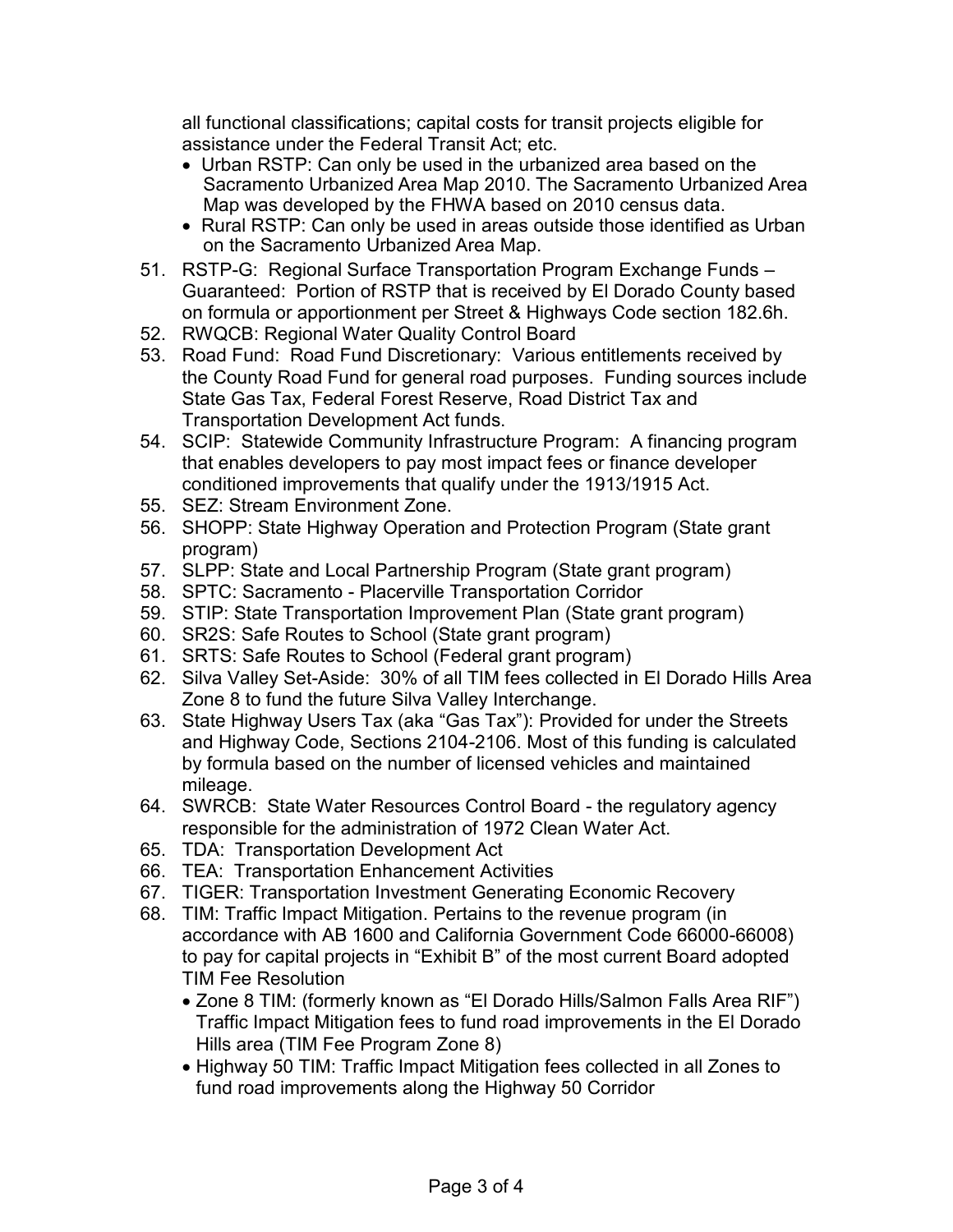all functional classifications; capital costs for transit projects eligible for assistance under the Federal Transit Act; etc.

- Urban RSTP: Can only be used in the urbanized area based on the Sacramento Urbanized Area Map 2010. The Sacramento Urbanized Area Map was developed by the FHWA based on 2010 census data.
- Rural RSTP: Can only be used in areas outside those identified as Urban on the Sacramento Urbanized Area Map.

51. RSTP-G: Regional Surface Transportation Program Exchange Funds – Guaranteed: Portion of RSTP that is received by El Dorado County based on formula or apportionment per Street & Highways Code section 182.6h.
52. RWQCB: Regional Water Quality Control Board
53. Road Fund: Road Fund Discretionary: Various entitlements received by the County Road Fund for general road purposes. Funding sources include State Gas Tax, Federal Forest Reserve, Road District Tax and Transportation Development Act funds.
54. SCIP: Statewide Community Infrastructure Program: A financing program that enables developers to pay most impact fees or finance developer conditioned improvements that qualify under the 1913/1915 Act.
55. SEZ: Stream Environment Zone.
56. SHOPP: State Highway Operation and Protection Program (State grant program)
57. SLPP: State and Local Partnership Program (State grant program)
58. SPTC: Sacramento - Placerville Transportation Corridor
59. STIP: State Transportation Improvement Plan (State grant program)
60. SR2S: Safe Routes to School (State grant program)
61. SRTS: Safe Routes to School (Federal grant program)
62. Silva Valley Set-Aside: 30% of all TIM fees collected in El Dorado Hills Area Zone 8 to fund the future Silva Valley Interchange.
63. State Highway Users Tax (aka "Gas Tax"): Provided for under the Streets and Highway Code, Sections 2104-2106. Most of this funding is calculated by formula based on the number of licensed vehicles and maintained mileage.
64. SWRCB: State Water Resources Control Board - the regulatory agency responsible for the administration of 1972 Clean Water Act.
65. TDA: Transportation Development Act
66. TEA: Transportation Enhancement Activities
67. TIGER: Transportation Investment Generating Economic Recovery
68. TIM: Traffic Impact Mitigation. Pertains to the revenue program (in accordance with AB 1600 and California Government Code 66000-66008) to pay for capital projects in "Exhibit B" of the most current Board adopted TIM Fee Resolution
    - Zone 8 TIM: (formerly known as "El Dorado Hills/Salmon Falls Area RIF") Traffic Impact Mitigation fees to fund road improvements in the El Dorado Hills area (TIM Fee Program Zone 8)
    - Highway 50 TIM: Traffic Impact Mitigation fees collected in all Zones to fund road improvements along the Highway 50 Corridor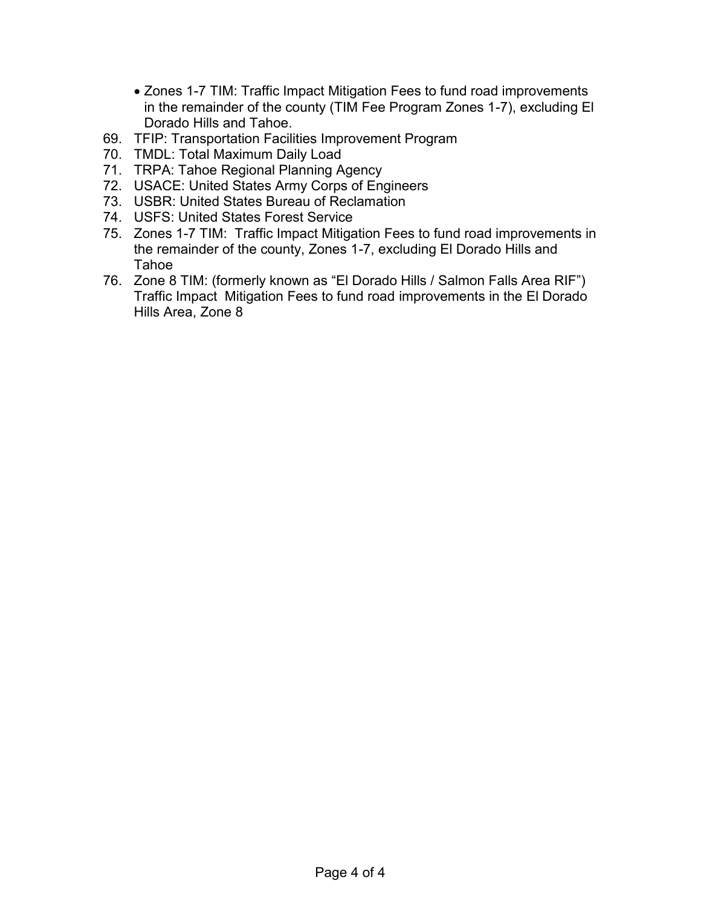- Zones 1-7 TIM: Traffic Impact Mitigation Fees to fund road improvements in the remainder of the county (TIM Fee Program Zones 1-7), excluding El Dorado Hills and Tahoe.

69. TFIP: Transportation Facilities Improvement Program
70. TMDL: Total Maximum Daily Load
71. TRPA: Tahoe Regional Planning Agency
72. USACE: United States Army Corps of Engineers
73. USBR: United States Bureau of Reclamation
74. USFS: United States Forest Service
75. Zones 1-7 TIM: Traffic Impact Mitigation Fees to fund road improvements in the remainder of the county, Zones 1-7, excluding El Dorado Hills and Tahoe
76. Zone 8 TIM: (formerly known as "El Dorado Hills / Salmon Falls Area RIF") Traffic Impact Mitigation Fees to fund road improvements in the El Dorado Hills Area, Zone 8